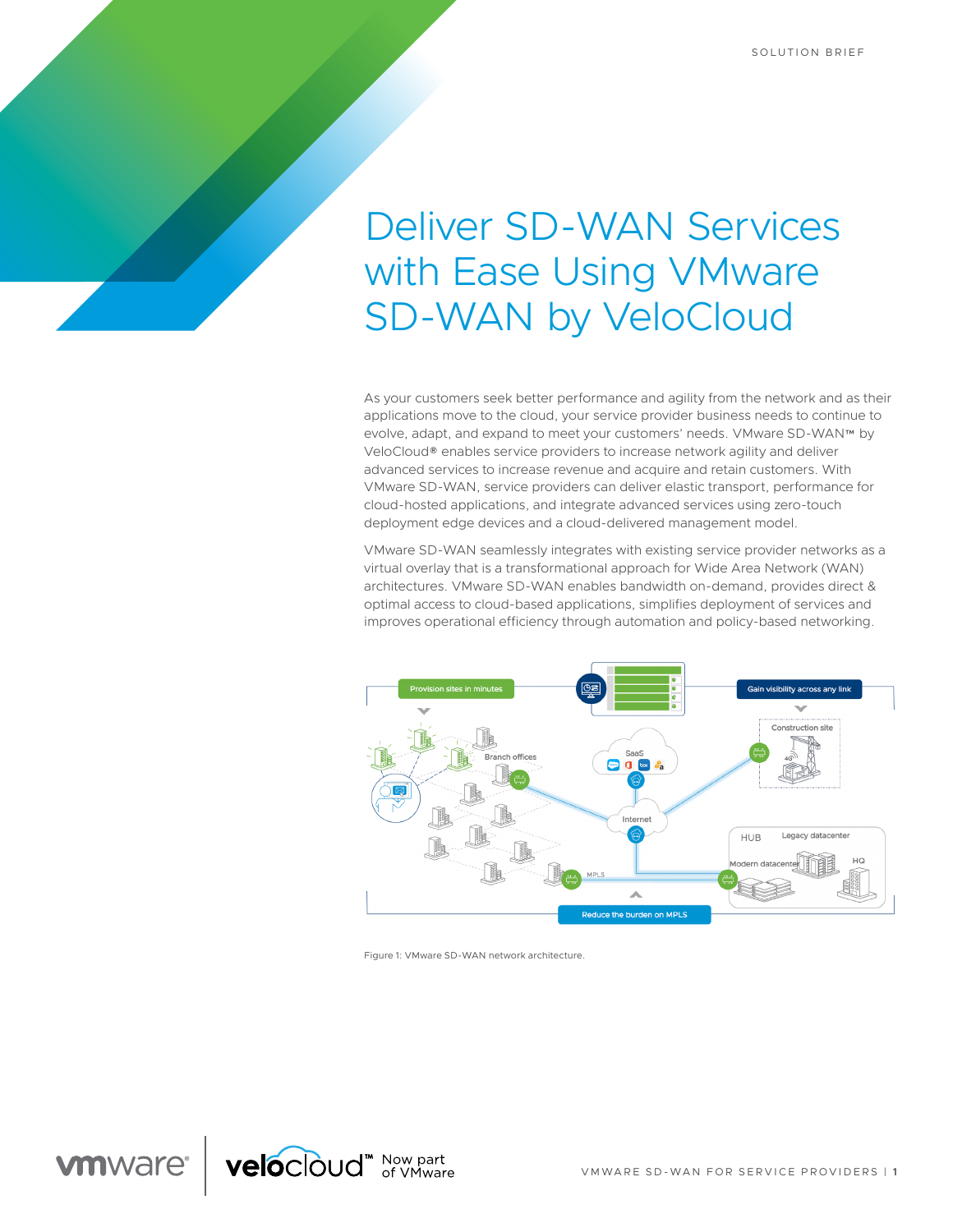SOLUTION BRIEF

# Deliver SD-WAN Services with Ease Using VMware SD-WAN by VeloCloud

As your customers seek better performance and agility from the network and as their applications move to the cloud, your service provider business needs to continue to evolve, adapt, and expand to meet your customers' needs. VMware SD-WAN™ by VeloCloud® enables service providers to increase network agility and deliver advanced services to increase revenue and acquire and retain customers. With VMware SD-WAN, service providers can deliver elastic transport, performance for cloud-hosted applications, and integrate advanced services using zero-touch deployment edge devices and a cloud-delivered management model.

VMware SD-WAN seamlessly integrates with existing service provider networks as a virtual overlay that is a transformational approach for Wide Area Network (WAN) architectures. VMware SD-WAN enables bandwidth on-demand, provides direct & optimal access to cloud-based applications, simplifies deployment of services and improves operational efficiency through automation and policy-based networking.

Figure 1: VMware SD-WAN network architecture.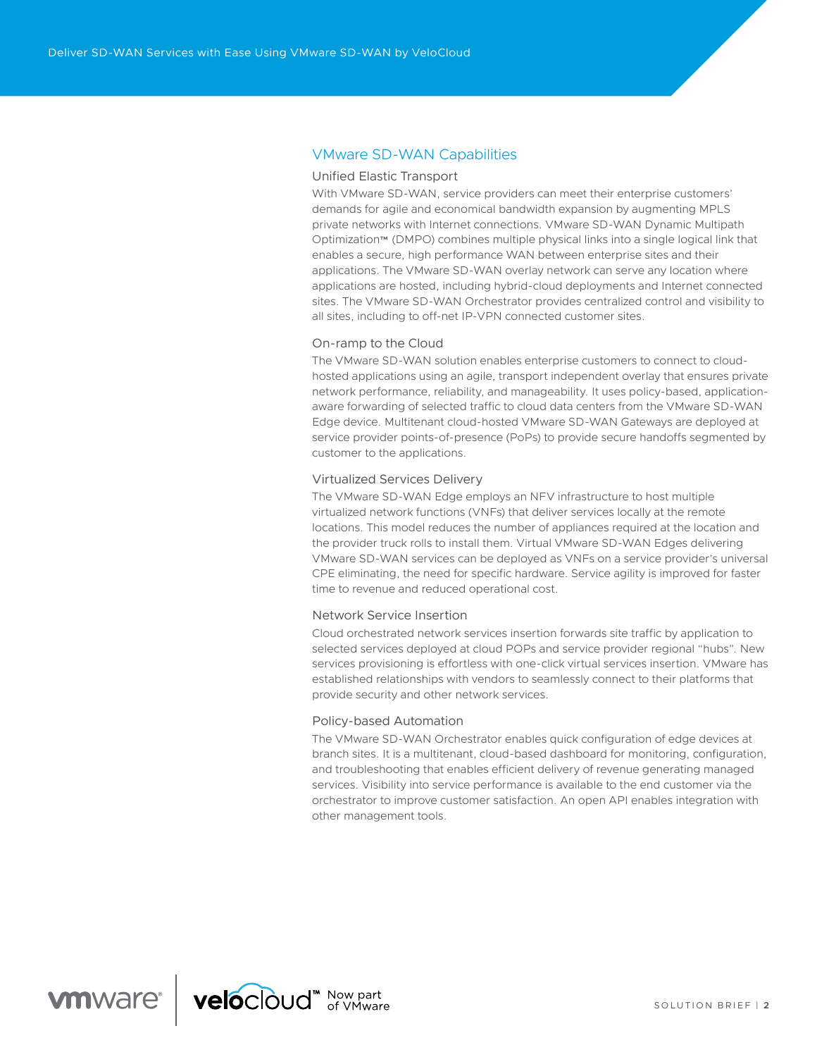## VMware SD-WAN Capabilities

### Unified Elastic Transport

With VMware SD-WAN, service providers can meet their enterprise customers' demands for agile and economical bandwidth expansion by augmenting MPLS private networks with Internet connections. VMware SD-WAN Dynamic Multipath Optimization™ (DMPO) combines multiple physical links into a single logical link that enables a secure, high performance WAN between enterprise sites and their applications. The VMware SD-WAN overlay network can serve any location where applications are hosted, including hybrid-cloud deployments and Internet connected sites. The VMware SD-WAN Orchestrator provides centralized control and visibility to all sites, including to off-net IP-VPN connected customer sites.

### On-ramp to the Cloud

The VMware SD-WAN solution enables enterprise customers to connect to cloud-hosted applications using an agile, transport independent overlay that ensures private network performance, reliability, and manageability. It uses policy-based, application-aware forwarding of selected traffic to cloud data centers from the VMware SD-WAN Edge device. Multitenant cloud-hosted VMware SD-WAN Gateways are deployed at service provider points-of-presence (PoPs) to provide secure handoffs segmented by customer to the applications.

### Virtualized Services Delivery

The VMware SD-WAN Edge employs an NFV infrastructure to host multiple virtualized network functions (VNFs) that deliver services locally at the remote locations. This model reduces the number of appliances required at the location and the provider truck rolls to install them. Virtual VMware SD-WAN Edges delivering VMware SD-WAN services can be deployed as VNFs on a service provider's universal CPE eliminating, the need for specific hardware. Service agility is improved for faster time to revenue and reduced operational cost.

### Network Service Insertion

Cloud orchestrated network services insertion forwards site traffic by application to selected services deployed at cloud POPs and service provider regional "hubs". New services provisioning is effortless with one-click virtual services insertion. VMware has established relationships with vendors to seamlessly connect to their platforms that provide security and other network services.

### Policy-based Automation

The VMware SD-WAN Orchestrator enables quick configuration of edge devices at branch sites. It is a multitenant, cloud-based dashboard for monitoring, configuration, and troubleshooting that enables efficient delivery of revenue generating managed services. Visibility into service performance is available to the end customer via the orchestrator to improve customer satisfaction. An open API enables integration with other management tools.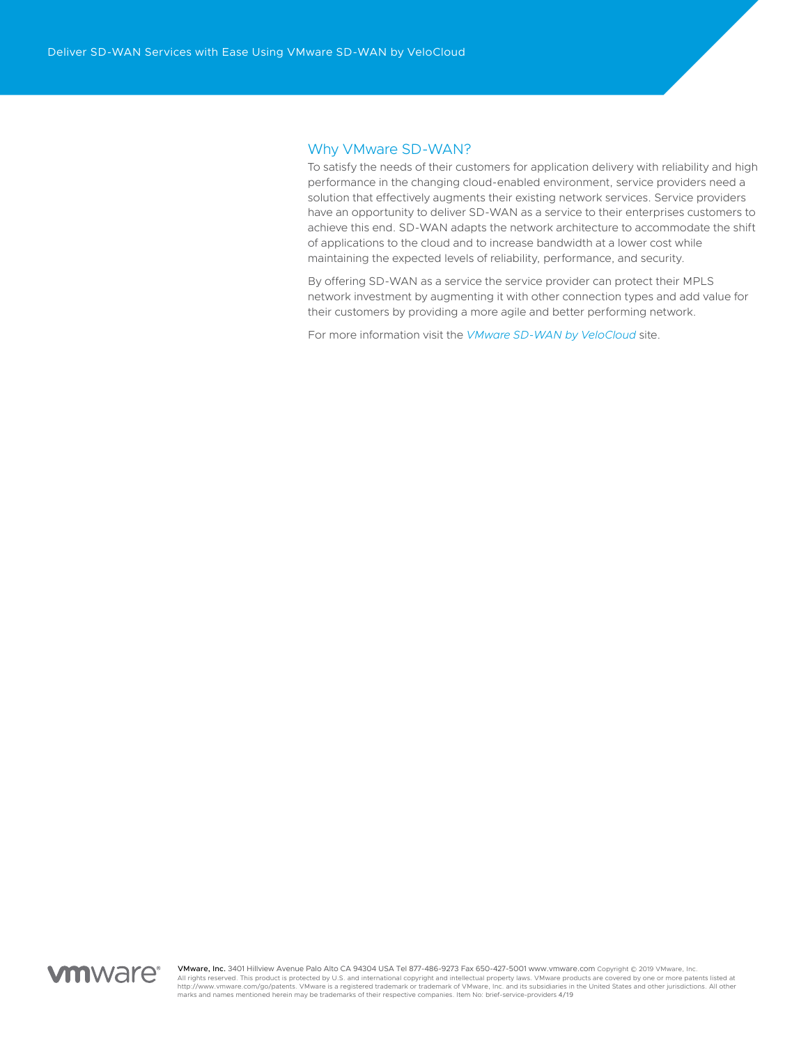## Why VMware SD-WAN?

To satisfy the needs of their customers for application delivery with reliability and high performance in the changing cloud-enabled environment, service providers need a solution that effectively augments their existing network services. Service providers have an opportunity to deliver SD-WAN as a service to their enterprises customers to achieve this end. SD-WAN adapts the network architecture to accommodate the shift of applications to the cloud and to increase bandwidth at a lower cost while maintaining the expected levels of reliability, performance, and security.

By offering SD-WAN as a service the service provider can protect their MPLS network investment by augmenting it with other connection types and add value for their customers by providing a more agile and better performing network.

For more information visit the *VMware SD-WAN by VeloCloud* site.

**VMware, Inc.** 3401 Hillview Avenue Palo Alto CA 94304 USA Tel 877-486-9273 Fax 650-427-5001 www.vmware.com Copyright © 2019 VMware, Inc. All rights reserved. This product is protected by U.S. and international copyright and intellectual property laws. VMware products are covered by one or more patents listed at http://www.vmware.com/go/patents. VMware is a registered trademark or trademark of VMware, Inc. and its subsidiaries in the United States and other jurisdictions. All other marks and names mentioned herein may be trademarks of their respective companies. Item No: brief-service-providers 4/19